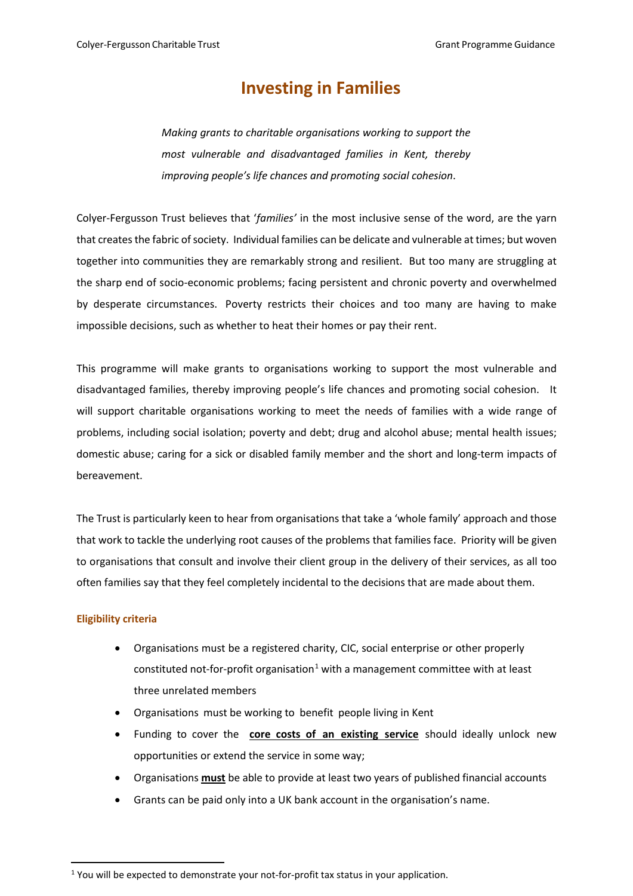# Investing in Families

*Making grants to charitable organisations working to support the most vulnerable and disadvantaged families in Kent, thereby improving people's life chances and promoting social cohesion*.

Colyer-Fergusson Trust believes that '*families'* in the most inclusive sense of the word, are the yarn that creates the fabric of society. Individual families can be delicate and vulnerable at times; but woven together into communities they are remarkably strong and resilient. But too many are struggling at the sharp end of socio-economic problems; facing persistent and chronic poverty and overwhelmed by desperate circumstances. Poverty restricts their choices and too many are having to make impossible decisions, such as whether to heat their homes or pay their rent.

This programme will make grants to organisations working to support the most vulnerable and disadvantaged families, thereby improving people's life chances and promoting social cohesion. It will support charitable organisations working to meet the needs of families with a wide range of problems, including social isolation; poverty and debt; drug and alcohol abuse; mental health issues; domestic abuse; caring for a sick or disabled family member and the short and long-term impacts of bereavement.

The Trust is particularly keen to hear from organisations that take a 'whole family' approach and those that work to tackle the underlying root causes of the problems that families face. Priority will be given to organisations that consult and involve their client group in the delivery of their services, as all too often families say that they feel completely incidental to the decisions that are made about them.

#### Eligibility criteria

- Organisations must be a registered charity, CIC, social enterprise or other properly constituted not-for-profit organisation[1] with a management committee with at least three unrelated members
- Organisations must be working to benefit people living in Kent
- Funding to cover the **core costs of an existing service** should ideally unlock new opportunities or extend the service in some way;
- Organisations **must** be able to provide at least two years of published financial accounts
- Grants can be paid only into a UK bank account in the organisation's name.

[1] You will be expected to demonstrate your not-for-profit tax status in your application.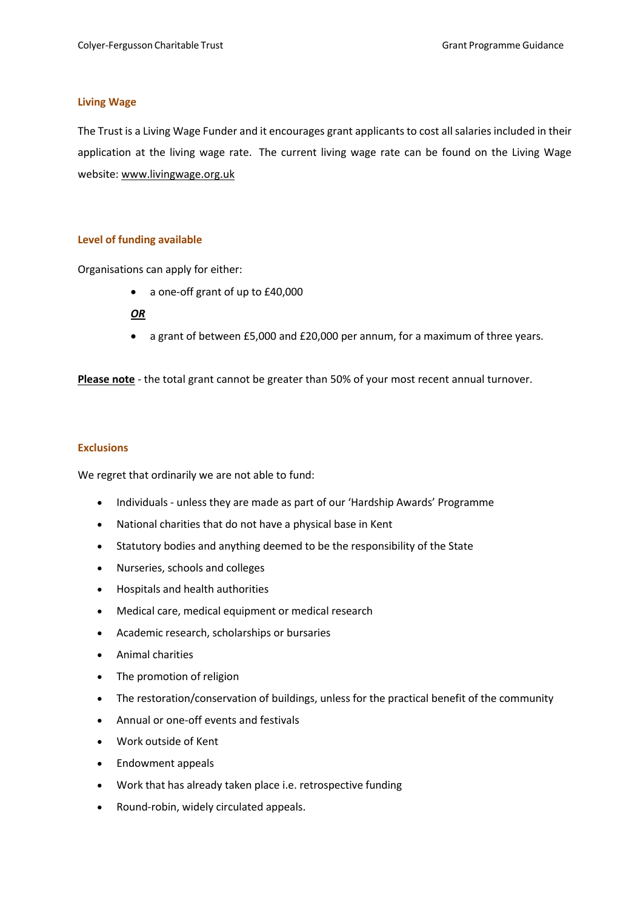## Living Wage

The Trust is a Living Wage Funder and it encourages grant applicants to cost all salaries included in their application at the living wage rate. The current living wage rate can be found on the Living Wage website: www.livingwage.org.uk

## Level of funding available

Organisations can apply for either:

- a one-off grant of up to £40,000

***OR***

- a grant of between £5,000 and £20,000 per annum, for a maximum of three years.

**Please note** - the total grant cannot be greater than 50% of your most recent annual turnover.

## Exclusions

We regret that ordinarily we are not able to fund:

- Individuals - unless they are made as part of our 'Hardship Awards' Programme
- National charities that do not have a physical base in Kent
- Statutory bodies and anything deemed to be the responsibility of the State
- Nurseries, schools and colleges
- Hospitals and health authorities
- Medical care, medical equipment or medical research
- Academic research, scholarships or bursaries
- Animal charities
- The promotion of religion
- The restoration/conservation of buildings, unless for the practical benefit of the community
- Annual or one-off events and festivals
- Work outside of Kent
- Endowment appeals
- Work that has already taken place i.e. retrospective funding
- Round-robin, widely circulated appeals.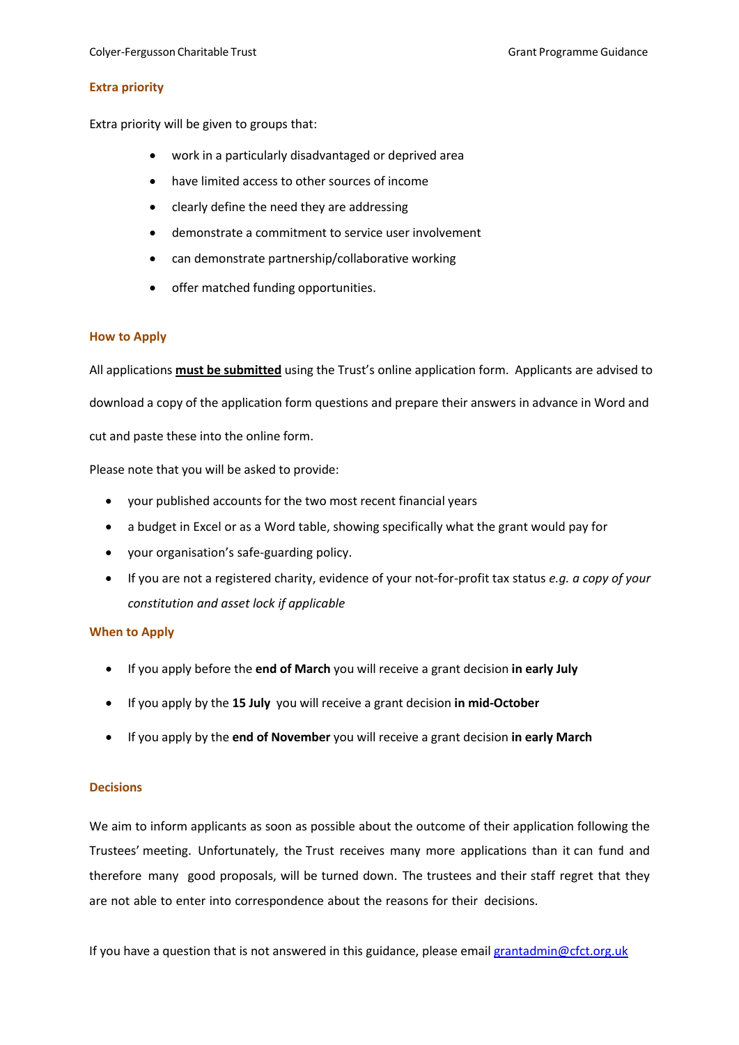### Extra priority

Extra priority will be given to groups that:

- work in a particularly disadvantaged or deprived area
- have limited access to other sources of income
- clearly define the need they are addressing
- demonstrate a commitment to service user involvement
- can demonstrate partnership/collaborative working
- offer matched funding opportunities.

### How to Apply

All applications **<u>must be submitted</u>** using the Trust's online application form. Applicants are advised to download a copy of the application form questions and prepare their answers in advance in Word and cut and paste these into the online form.

Please note that you will be asked to provide:

- your published accounts for the two most recent financial years
- a budget in Excel or as a Word table, showing specifically what the grant would pay for
- your organisation's safe-guarding policy.
- If you are not a registered charity, evidence of your not-for-profit tax status *e.g. a copy of your constitution and asset lock if applicable*

### When to Apply

- If you apply before the **end of March** you will receive a grant decision **in early July**
- If you apply by the **15 July** you will receive a grant decision **in mid-October**
- If you apply by the **end of November** you will receive a grant decision **in early March**

### Decisions

We aim to inform applicants as soon as possible about the outcome of their application following the Trustees' meeting. Unfortunately, the Trust receives many more applications than it can fund and therefore many good proposals, will be turned down. The trustees and their staff regret that they are not able to enter into correspondence about the reasons for their decisions.

If you have a question that is not answered in this guidance, please email [grantadmin@cfct.org.uk](mailto:grantadmin@cfct.org.uk)